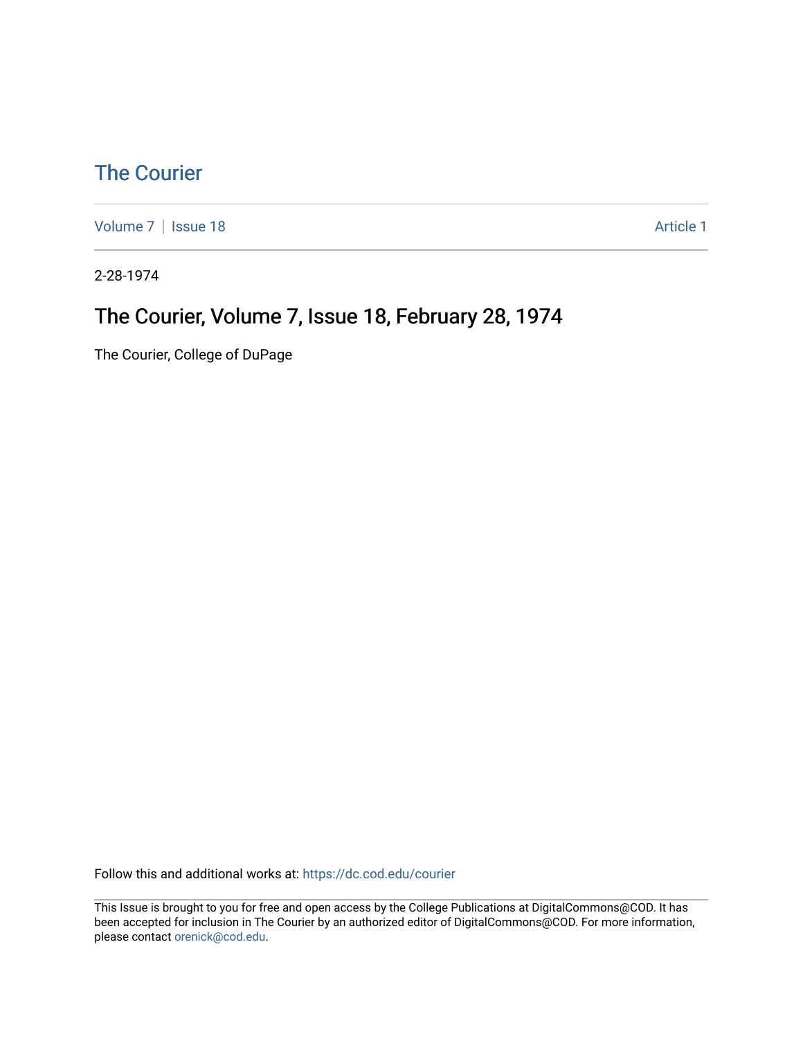# The Courier

Volume 7 | Issue 18 Article 1

2-28-1974

## The Courier, Volume 7, Issue 18, February 28, 1974

The Courier, College of DuPage

Follow this and additional works at: https://dc.cod.edu/courier

This Issue is brought to you for free and open access by the College Publications at DigitalCommons@COD. It has been accepted for inclusion in The Courier by an authorized editor of DigitalCommons@COD. For more information, please contact orenick@cod.edu.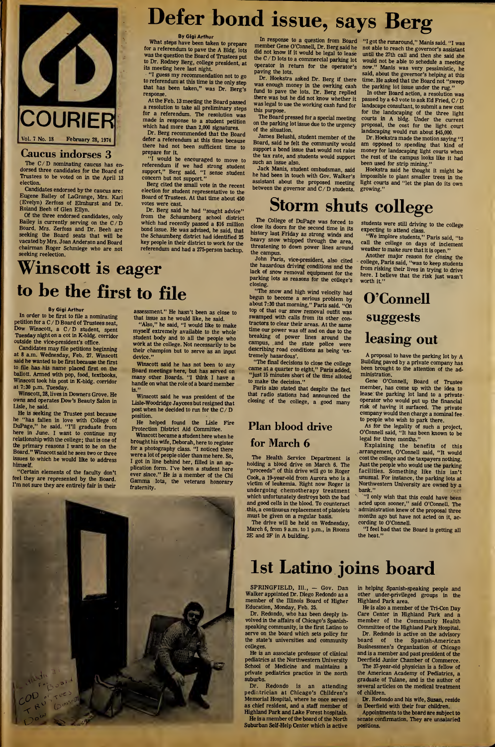COURIER

Vol. 7 No. 18 February 28, 1974

# Defer bond issue, says Berg

**By Gigi Arthur**

What steps have been taken to prepare for a referendum to pave the A Bldg. lots was the question the Board of Trustees put to Dr. Rodney Berg, college president, at its meeting here last night.

"I guess my recommendation not to go to referendum at this time is the only step that has been taken," was Dr. Berg's response.

At the Feb. 13 meeting the Board passed a resolution to take all preliminary steps for a referendum. The resolution was made in response to a student petition which had more than 2,000 signatures.

Dr. Berg recommended that the Board defer a referendum at this time because there had not been sufficient time to prepare for it.

"I would be encouraged to move to referendum if we had strong student support," Berg said. "I sense student concern but not support."

Berg cited the small vote in the recent election for student representative to the Board of Trustees. At that time about 450 votes were cast.

Dr. Berg said he had "sought advice" from the Schaumberg school district which had recently passed a $16 million bond issue. He was advised, he said, that the Schaumberg district had identified 25 key people in their district to work for the referendum and had a 275-person backup.

In response to a question from Board member Gene O'Connell, Dr. Berg said he did not know if it would be legal to lease the C/D lots to a commercial parking lot operator in return for the operator's paving the lots.

Dr. Hoekstra asked Dr. Berg if there was enough money in the owrking cash fund to pave the lots. Dr. Berg replied there was but he did not know whether it was legal to use the working cash fund for this purpose.

The Board pressed for a special meeting on the parking lot issue due to the urgency of the situation.

James Belushi, student member of the Board, said he felt the community would support a bond issue that would not raise the tax rate, and students would support such an issue also.

Jack Manis, student ombudsman, said he had been in touch with Gov. Walker's assistant about the proposed meeting between the governor and C/D students.

"I got the runaround," Manis said. "I was not able to reach the governor's assistant until the 27th call and then she said she would not be able to schedule a meeting now." Manis was very pessimistic, he said, about the governor's helping at this time. He asked that the Board not "sweep the parking lot issue under the rug."

In other Board action, a resolution was passed by a 4-3 vote to ask Ed Fried, C/D landscape consultant, to submit a new cost for the landscaping of the three light courts in A bldg. Under the current proposal, the cost for the light court landscaping would run about $45,000.

Dr. Hoekstra made the motion saying "I am opposed to spending that kind of money for landscaping light courts when the rest of the campus looks like it had been used for strip mining."

Hoekstra said he thought it might be impossible to plant smaller trees in the light courts and "let the plan do its own growing."

## Caucus indorses 3

The C/D nominating caucus has endorsed three candidates for the Board of Trustees to be voted on in the April 13 election.

Candidates endorsed by the caucus are: Eugene Bailey of LaGrange, Mrs. Karl (Evelyn) Zerfoss of Elmhurst and Dr. Roland Beeh of Glen Ellyn.

Of the three endorsed candidates, only Bailey is currently serving on the C/D Board. Mrs. Zerfoss and Dr. Beeh are seeking the Board seats that will be vacated by Mrs. Joan Anderson and Board chairman Roger Schmiege who are not seeking reelection.

# Winscott is eager to be the first to file

**By Gigi Arthur**

In order to be first to file a nominating petition for a C/D Board of Trustees seat, Dow Winscott, a C/D student, spent Tuesday night on a cot in K-bldg. corridor outside the vice-president's office.

Candidates may file petitions beginning at 8 a.m. Wednesday, Feb. 27. Winscott said he wanted to be first because the first to file has his name placed first on the ballot. Armed with pop, food, textbooks, Winscott took his post in K-bldg. corridor at 7:30 p.m. Tuesday.

Winscott, 28, lives in Downers Grove. He owns and operates Dow's Beauty Salon in Lisle, he said.

He is seeking the Trustee post because he "has fallen in love with College of DuPage," he said. "I'll graduate from here in June. I want to continue my relationship with the college; that is one of the primary reasons I want to be on the Board." Winscott said he sees two or three issues to which he would like to address himself.

"Certain elements of the faculty don't feel they are represented by the Board. I'm not sure they are entirely fair in their assessment." He hasn't been as close to that issue as he would like, he said.

"Also," he said, "I would like to make myself extremely available to the whole student body and to all the people who work at the college. Not necessarily to be their champion but to serve as an input device."

Winscott said he has not been to any Board meetings here, but has served on many other Boards. "I think I have a handle on what the role of a board member is."

Winscott said he was president of the Lisle-Woodridge Jaycees but resigned that post when he decided to run for the C/D position.

He helped found the Lisle Fire Protection District Aid Committee.

Winscott became a student here when he brought his wife, Deborah, here to register for a photography class. "I noticed there were a lot of people older than me here. So, I got in line behind her, filled in an application form. I've been a student here ever since." He is a member of the Chi Gamma Iota, the veterans honorary fraternity.

# Storm shuts college

The College of DuPage was forced to close its doors for the second time in its history last Friday as strong winds and heavy snow whipped through the area, threatening to down power lines around the campus.

John Paris, vice-president, also cited the hazardous driving conditions and the lack of snow removal equipment for the parking lots as reasons for the college's closing.

"The snow and high wind velocity had begun to become a serious problem by about 7:30 that morning," Paris said. "On top of that our snow removal outfit was swamped with calls from its other contractors to clear their areas. At the same time our power was off and on due to the breaking of power lines around the campus, and the state police were describing road conditions as being 'extremely hazardous'.

"The final decisions to close the college came at a quarter to eight," Paris added, "just 15 minutes short of the time alloted to make the decision."

Paris also stated that despite the fact that radio stations had announced the closing of the college, a good many students were still driving to the college expecting to attend class.

"We implore students," Paris said, "to call the college on days of inclement weather to make sure that it is open."

Another major reason for closing the college, Paris said, "was to keep students from risking their lives in trying to drive here. I believe that the risk just wasn't worth it."

## Plan blood drive for March 6

The Health Service Department is holding a blood drive on March 6. The "proceeds" of this drive will go to Roger Cook, a 19-year-old from Aurora who is a victim of leukemia. Right now Roger is undergoing chemotherapy treatment which unfortunately destroys both the bad and good cells in the blood. To counteract this, a continuous replacement of platelets must be given on a regular basis.

The drive will be held on Wednesday, March 6, from 9 a.m. to 1 p.m., in Rooms 2E and 2F in A building.

# O'Connell suggests leasing out

A proposal to have the parking lot by A Building paved by a private company has been brought to the attention of the administration.

Gene O'Connell, Board of Trustee member, has come up with the idea to lease the parking lot land to a private operator who would put up the financial risk of having it surfaced. The private company would then charge a nominal fee to people who wish to park there.

As for the legality of such a project, O'Connell said, "It has been known to be legal for three months."

Explaining the benefits of this arrangement, O'Connell said, "It would cost the college and the taxpayers nothing. Just the people who would use the parking facilities. Something like this isn't unusual. For instance, the parking lots at Northwestern University are owned by a bank."

"I only wish that this could have been acted upon sooner," said O'Connell. The administration knew of the proposal three months ago but have not acted on it, according to O'Connell.

"I feel bad that the Board is getting all the heat."

# 1st Latino joins board

SPRINGFIELD, Ill., — Gov. Dan Walker appointed Dr. Diego Redondo as a member of the Illinois Board of Higher Education, Monday, Feb. 25.

Dr. Redondo, who has been deeply involved in the affairs of Chicago's Spanish-speaking community, is the first Latino to serve on the board which sets policy for the state's universities and community colleges.

He is an associate professor of clinical pediatrics at the Northwestern University School of Medicine and maintains a private pediatrics practice in the north suburbs.

Dr. Redondo is an attending pediatrician at Chicago's Children's Memorial Hospital, where he once served as chief resident, and a staff member of Highland Park and Lake Forest hospitals.

He is a member of the board of the North Suburban Self-Help Center which is active in helping Spanish-speaking people and other under-privileged groups in the Highland Park area.

He is also a member of the Tri-Con Day Care Center in Highland Park and a member of the Community Health Committee of the Highland Park Hospital.

Dr. Redondo is active on the advisory board of the Spanish-American Businessmen's Organization of Chicago and is a member and past president of the Deerfield Junior Chamber of Commerce.

The 37-year-old physician is a fellow of the American Academy of Pediatrics, a graduate of Tulane, and is the author of several articles on the medical treatment of children.

Dr. Redondo and his wife, Susan, reside in Deerfield with their four children.

Appointments to the board are subject to senate confirmation. They are unsalaried positions.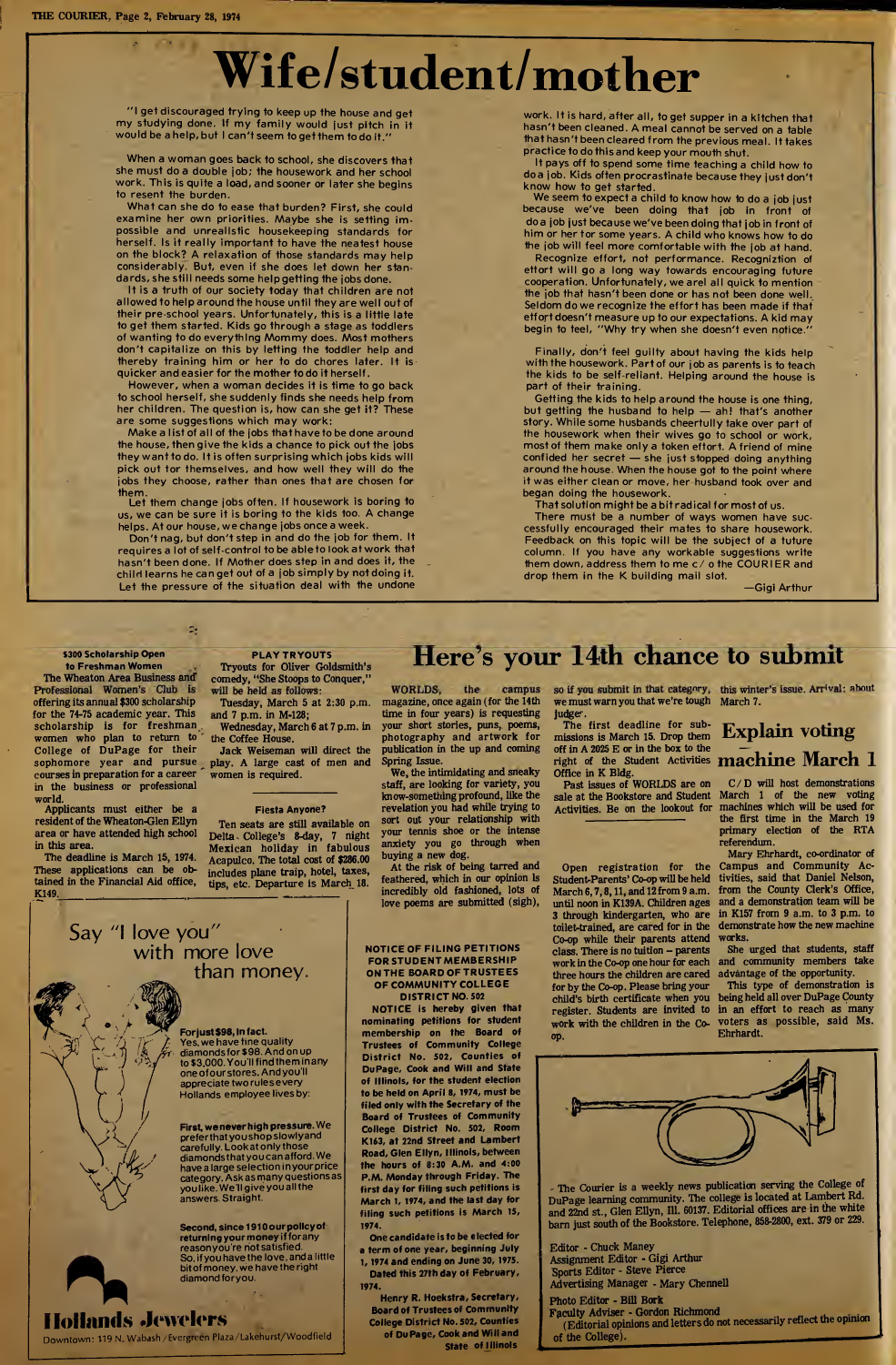# Wife/student/mother

"I get discouraged trying to keep up the house and get my studying done. If my family would just pitch in it would be a help, but I can't seem to get them to do it."

When a woman goes back to school, she discovers that she must do a double job; the housework and her school work. This is quite a load, and sooner or later she begins to resent the burden.

What can she do to ease that burden? First, she could examine her own priorities. Maybe she is setting impossible and unrealistic housekeeping standards for herself. Is it really important to have the neatest house on the block? A relaxation of those standards may help considerably. But, even if she does let down her standards, she still needs some help getting the jobs done.

It is a truth of our society today that children are not allowed to help around the house until they are well out of their pre-school years. Unfortunately, this is a little late to get them started. Kids go through a stage as toddlers of wanting to do everything Mommy does. Most mothers don't capitalize on this by letting the toddler help and thereby training him or her to do chores later. It is quicker and easier for the mother to do it herself.

However, when a woman decides it is time to go back to school herself, she suddenly finds she needs help from her children. The question is, how can she get it? These are some suggestions which may work:

Make a list of all of the jobs that have to be done around the house, then give the kids a chance to pick out the jobs they want to do. It is often surprising which jobs kids will pick out for themselves, and how well they will do the jobs they choose, rather than ones that are chosen for them.

Let them change jobs often. If housework is boring to us, we can be sure it is boring to the kids too. A change helps. At our house, we change jobs once a week.

Don't nag, but don't step in and do the job for them. It requires a lot of self-control to be able to look at work that hasn't been done. If Mother does step in and does it, the child learns he can get out of a job simply by not doing it. Let the pressure of the situation deal with the undone work. It is hard, after all, to get supper in a kitchen that hasn't been cleaned. A meal cannot be served on a table that hasn't been cleared from the previous meal. It takes practice to do this and keep your mouth shut.

It pays off to spend some time teaching a child how to do a job. Kids often procrastinate because they just don't know how to get started.

We seem to expect a child to know how to do a job just because we've been doing that job in front of do a job just because we've been doing that job in front of him or her for some years. A child who knows how to do the job will feel more comfortable with the job at hand.

Recognize effort, not performance. Recognition of effort will go a long way towards encouraging future cooperation. Unfortunately, we are all quick to mention the job that hasn't been done or has not been done well. Seldom do we recognize the effort has been made if that effort doesn't measure up to our expectations. A kid may begin to feel, "Why try when she doesn't even notice."

Finally, don't feel guilty about having the kids help with the housework. Part of our job as parents is to teach the kids to be self-reliant. Helping around the house is part of their training.

Getting the kids to help around the house is one thing, but getting the husband to help — ah! that's another story. While some husbands cheerfully take over part of the housework when their wives go to school or work, most of them make only a token effort. A friend of mine confided her secret — she just stopped doing anything around the house. When the house got to the point where it was either clean or move, her husband took over and began doing the housework.

That solution might be a bit radical for most of us.

There must be a number of ways women have successfully encouraged their mates to share housework. Feedback on this topic will be the subject of a future column. If you have any workable suggestions write them down, address them to me c/o the COURIER and drop them in the K building mail slot.

—Gigi Arthur

**$300 Scholarship Open to Freshman Women**

The Wheaton Area Business and Professional Women's Club is offering its annual $300 scholarship for the 74-75 academic year. This scholarship is for freshman women who plan to return to the College of DuPage for their sophomore year and pursue courses in preparation for a career in the business or professional world.

Applicants must either be a resident of the Wheaton-Glen Ellyn area or have attended high school in this area.

The deadline is March 15, 1974. These applications can be obtained in the Financial Aid office, K149.

**PLAY TRYOUTS**

Tryouts for Oliver Goldsmith's comedy, "She Stoops to Conquer," will be held as follows:

Tuesday, March 5 at 2:30 p.m. and 7 p.m. in M-128;

Wednesday, March 6 at 7 p.m. in the Coffee House.

Jack Weiseman will direct the play. A large cast of men and women is required.

**Fiesta Anyone?**

Ten seats are still available on Delta College's 8-day, 7 night Mexican holiday in fabulous Acapulco. The total cost of $286.00 includes plane traip, hotel, taxes, tips, etc. Departure is March 18.

Say "I love you" with more love than money.

**For just $98, in fact.** Yes, we have fine quality diamonds for $98. And on up to $3,000. You'll find them in any one of our stores. And you'll appreciate two rules every Hollands employee lives by:

**First, we never high pressure.** We prefer that you shop slowly and carefully. Look at only those diamonds that you can afford. We have a large selection in your price category. Ask as many questions as you like. We'll give you all the answers. Straight.

**Second, since 1910 our policy of returning your money if for any reason you're not satisfied.** So, if you have the love, and a little bit of money, we have the right diamond for you.

**Hollands Jewelers**

Downtown: 119 N. Wabash / Evergreen Plaza / Lakehurst / Woodfield

# Here's your 14th chance to submit

WORLDS, the campus magazine, once again (for the 14th time in four years) is requesting your short stories, puns, poems, photography and artwork for publication in the up and coming Spring Issue.

We, the intimidating and sneaky staff, are looking for variety, you know-something profound, like the revelation you had while trying to sort out your relationship with your tennis shoe or the intense anxiety you go through when buying a new dog.

At the risk of being tarred and feathered, which in our opinion is incredibly old fashioned, lots of love poems are submitted (sigh), so if you submit in that category, we must warn you that we're tough judges.

The first deadline for submissions is March 15. Drop them off in A 2025 E or in the box to the right of the Student Activities Office in K Bldg.

Past issues of WORLDS are on sale at the Bookstore and Student Activities. Be on the lookout for this winter's issue. Arrival: about March 7.

**NOTICE OF FILING PETITIONS FOR STUDENT MEMBERSHIP ON THE BOARD OF TRUSTEES OF COMMUNITY COLLEGE DISTRICT NO. 502**

NOTICE is hereby given that nominating petitions for student membership on the Board of Trustees of Community College District No. 502, Counties of DuPage, Cook and Will and State of Illinois, for the student election to be held on April 8, 1974, must be filed only with the Secretary of the Board of Trustees of Community College District No. 502, Room K163, at 22nd Street and Lambert Road, Glen Ellyn, Illinois, between the hours of 8:30 A.M. and 4:00 P.M. Monday through Friday. The first day for filing such petitions is March 1, 1974, and the last day for filing such petitions is March 15, 1974.

One candidate is to be elected for a term of one year, beginning July 1, 1974 and ending on June 30, 1975.

Dated this 27th day of February, 1974.

Henry R. Hoekstra, Secretary, Board of Trustees of Community College District No. 502, Counties of DuPage, Cook and Will and State of Illinois

Open registration for the Student-Parents' Co-op will be held March 6, 7, 8, 11, and 12 from 9 a.m. until noon in K139A. Children ages 3 through kindergarten, who are toilet-trained, are cared for in the Co-op while their parents attend class. There is no tuition – parents work in the Co-op one hour for each three hours the children are cared for by the Co-op. Please bring your child's birth certificate when you register. Students are invited to work with the children in the Co-op.

# Explain voting machine March 1

C/D will host demonstrations March 1 of the new voting machines which will be used for the first time in the March 19 primary election of the RTA referendum.

Mary Ehrhardt, co-ordinator of Campus and Community Activities, said that Daniel Nelson, from the County Clerk's Office, and a demonstration team will be in K157 from 9 a.m. to 3 p.m. to demonstrate how the new machine works.

She urged that students, staff and community members take advantage of the opportunity.

This type of demonstration is being held all over DuPage County in an effort to reach as many voters as possible, said Ms. Ehrhardt.

The Courier is a weekly news publication serving the College of DuPage learning community. The college is located at Lambert Rd. and 22nd st., Glen Ellyn, Ill. 60137. Editorial offices are in the white barn just south of the Bookstore. Telephone, 858-2800, ext. 379 or 229.

Editor - Chuck Maney
Assignment Editor - Gigi Arthur
Sports Editor - Steve Pierce
Advertising Manager - Mary Chennell
Photo Editor - Bill Bork
Faculty Adviser - Gordon Richmond
(Editorial opinions and letters do not necessarily reflect the opinion of the College).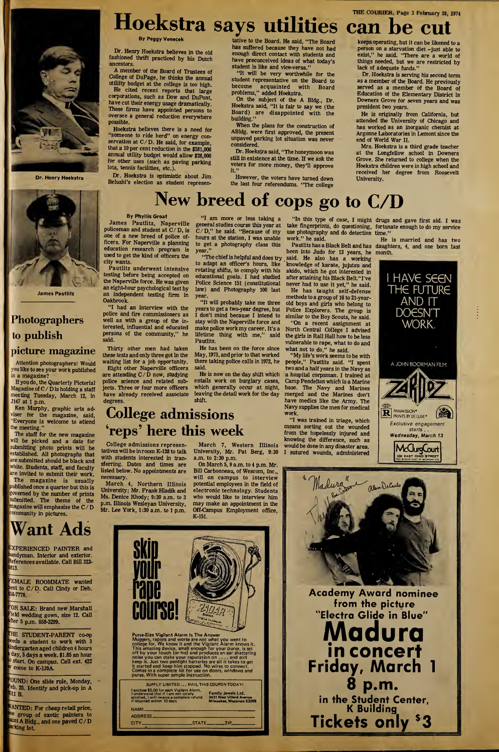# Hoekstra says utilities can be cut

Dr. Henry Hoekstra

**By Peggy Venecek**

Dr. Henry Hoekstra believes in the old fashioned thrift practiced by his Dutch ancestors.

A member of the Board of Trustees of College of DuPage, he thinks the annual utility budget at the college is too high.

He cited recent reports that large corporations, such as Dow and DuPont, have cut their energy usage dramatically. These firms have appointed persons to oversee a general reduction everywhere possible.

Hoekstra believes there is a need for "someone to ride herd" on energy conservation at C/D. He said, for example, that a 10 per cent reduction in the $281,000 annual utility budget would allow $28,000 for other uses (such as paving parking lots, tennis facilities, etc.).

Dr. Hoekstra is optimistic about Jim Belushi's election as student representative to the Board. He said, "The Board has suffered because they have not had enough direct contact with students and have preconceived ideas of what today's student is like and vice-versa."

"It will be very worthwhile for the student representative on the Board to become acquainted with Board problems," added Hoekstra.

On the subject of the A Bldg., Dr. Hoekstra said, "It is fair to say we (the Board) are disappointed with the building."

When the plans for the construction of ABldg. were first approved, the present unpaved parking lot situation was never considered.

Dr. Hoekstra said, "The honeymoon was still in existence at the time. If we ask the voters for more money, they'll approve it."

However, the voters have turned down the last four referendums. "The college keeps operating, but it can be likened to a person on a starvation diet – just able to exist," he said. "There are a world of things needed, but we are restricted by lack of adequate funds."

Dr. Hoekstra is serving his second term as a member of the Board. He previously served as a member of the Board of Education of the Elementary District in Downers Grove for seven years and was president two years.

He is originally from California, but attended the University of Chicago and has worked as an inorganic chemist at Argonne Laboratories in Lemont since the end of World War II.

Mrs. Hoekstra is a third grade teacher at the Longfellow school in Downers Grove. She returned to college when the Hoekstra children were in high school and received her degree from Roosevelt University.

# New breed of cops go to C/D

James Pautlitz

**By Phyllis Groat**

James Pautlitz, Naperville policeman and student at C/D, is one of a new breed of police officers. For Naperville a planning education research program is used to get the kind of officers the city wants.

Pautlitz underwent intensive testing before being accepted on the Naperville force. He was given an eight-hour psychological test by an independent testing firm in Oakbrook.

"I had an interview with the police and fire commissioners as well as with a group of the interested, influential and educated persons of the community," he said.

Thirty other men had taken these tests and only three got in the waiting list for a job opportunity.

Eight other Naperville officers are attending C/D now, studying police science and related subjects. Three or four more officers have already received associate degrees.

"I am more or less taking a general studies course this year at C/D," he said. "Because of my hours at the station, I was unable to get a photography class this year."

"The chief is helpful and does try to adapt an officer's hours, like rotating shifts, to comply with his educational goals. I had studied Police Science 151 (constitutional law) and Photography 100 last year.

"It will probably take me three years to get a two-year degree, but I don't mind because I intend to stay with the Naperville force and make police work my career. It's a lifetime thing with me," said Pautlitz.

He has been on the force since May, 1973, and prior to that worked there taking police calls in 1972, he said.

He is now on the day shift which entails work on burglary cases, which generally occur at night, leaving the detail work for the day shift.

"In this type of case, I might take fingerprints, do questioning, use photography and do detection work," he said.

Pautlitz has a Black Belt and has been into Judo for 13 years, he said. He also has a working knowledge of karate, jujitsu and akido, which he got interested in after attaining his Black Belt. "I've never had to use it yet," he said.

He has taught self-defense methods to a group of 16 to 21-year-old boys and girls who belong to Police Explorers. The group is similar to the Boy Scouts, he said.

"On a recent assignment at North Central College I advised the girls in Rall Hall how to be less vulnerable to rape, what to do and what not to do," he said.

"My life's work seems to be with people," Pautlitz said. "I spent two and a half years in the Navy as a hospital corpsman. I trained at Camp Pendelton which is a Marine base. The Navy and Marines merged and the Marines don't have medics like the Army. The Navy supplies the men for medical work.

"I was trained in triage, which means sorting out the wounded from the hopelessly injured and knowing the difference, such as would be done in any disaster area. I sutured wounds, administered drugs and gave first aid. I was fortunate enough to do my service time."

He is married and has two daughters, 4, and one born last month.

## Photographers to publish picture magazine

Attention photographers! Would you like to see your work published in a magazine?

If you do, the Quarterly Pictorial Magazine of C/D is holding a staff meeting Tuesday, March 12, in J147 at 1 p.m.

Ken Murphy, graphic arts adviser for the magazine, said, "Everyone is welcome to attend the meeting."

The staff for the new magazine will be picked and a date for submitting photo prints will be established. All photographs that are submitted should be black and white. Students, staff, and faculty are invited to submit their work.

The magazine is usually published once a quarter but this is governed by the number of prints submitted. The theme of the magazine will emphasize the C/D community in pictures.

# College admissions 'reps' here this week

College admissions representatives will be in room K-128 to talk with students interested in transferring. Dates and times are listed below. No appointments are necessary.

March 4, Northern Illinois University; Mr. Frank Hladik and Ms. Denice Rhody; 9:30 a.m. to 3 p.m. Illinois Wesleyan University, Mr. Lee York, 1:30 a.m. to 1 p.m.

March 7, Western Illinois University, Mr. Pat Berg, 9:30 a.m. to 2:30 p.m.

On March 5, 9 a.m. to 4 p.m. Mr. Bill Carbonneau, of Wescom, Inc., will on campus to interview potential employees in the field of electronic technology. Students who would like to interview him may make an appointment in the Off-Campus Employment office, K-151.

# Want Ads

EXPERIENCED PAINTER and handyman. Interior and exterior. References available. Call Bill 323-0813.

FEMALE ROOMMATE wanted next to C/D. Call Cindy or Deb. 858-7778.

FOR SALE: Brand new Marshall Field wedding gown, size 12. Call after 5 p.m. 858-3299.

THE STUDENT-PARENT co-op needs a student to work with 3 kindergarten aged children 4 hours a day, 5 days a week. $1.85 an hour to start. On campus. Call ext. 422 or come to K-139A.

FOUND: One slide rule, Monday, Feb. 25. Identify and pick-up in A 2011 B.

WANTED: For cheap retail price, one group of exotic painters to paint A Bldg., and one paved C/D parking lot.

---

**Skip your rape course!**

Purse-Size Vigilant Alarm Is The Answer

Muggers, rapists and worse are not what you went to college for. We know it and the Vigilant Alarm knows it. This amazing device, small enough for your purse, is set off by your touch (or his) and produces an ear shattering noise you can stake your reputation on . . . . and still keep it. Just two penlight batteries are all it takes to get it started and keep him stopped. No wires to connect. Comes in a complete kit for use on doors, windows and purse. With super simple instruction.

SUPPLY LIMITED . . . MAIL THIS COUPON TODAY!

I enclose $5.00 for each Vigilant Alarm. I understand that if I am not totally satisfied, I will receive a complete refund if returned within 10 days.

Family Jewels Ltd.
3431 West Villard Avenue
Milwaukee, Wisconsin 53209

NAME ______
ADDRESS ______
CITY ______ STATE ______ ZIP ______

---

I HAVE SEEN THE FUTURE AND IT DOESN'T WORK.

A JOHN BOORMAN FILM

ZARDOZ

R — PANAVISION® PRINTS BY DE LUXE®

Exclusive engagement starts . . . Wednesday, March 13

McClurg Court — 330 EAST OHIO STREET

---

Academy Award nominee from the picture "Electra Glide in Blue"

**Madura in concert**

**Friday, March 1**

**8 p.m.**

in the Student Center, K Building

**Tickets only $3**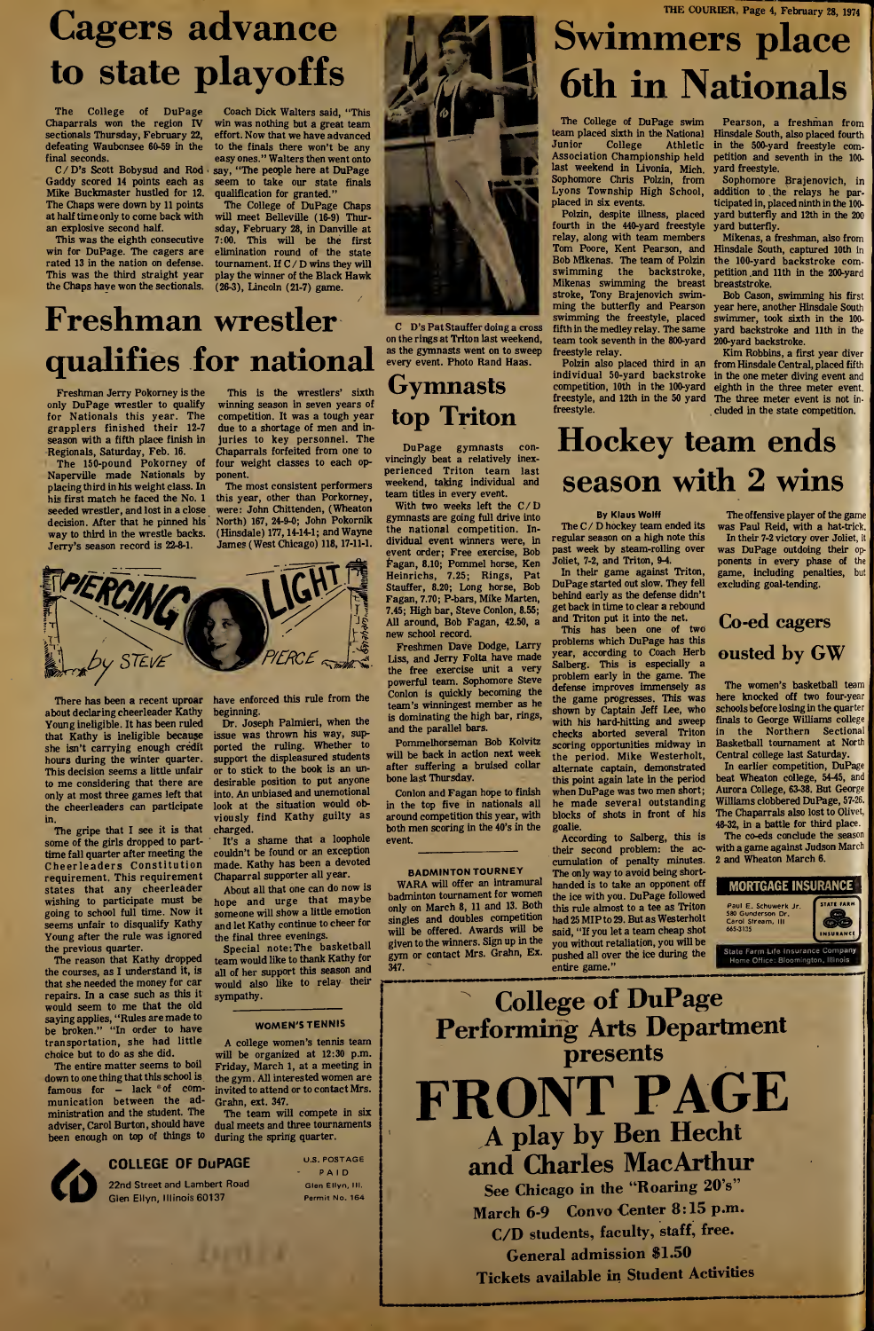# Cagers advance to state playoffs

The College of DuPage Chaparrals won the region IV sectionals Thursday, February 22, defeating Waubonsee 60-59 in the final seconds.

C/D's Scott Bobysud and Rod Gaddy scored 14 points each as Mike Buckmaster hustled for 12. The Chaps were down by 11 points at half time only to come back with an explosive second half.

This was the eighth consecutive win for DuPage. The cagers are rated 13 in the nation on defense. This was the third straight year the Chaps have won the sectionals.

Coach Dick Walters said, "This win was nothing but a great team effort. Now that we have advanced to the finals there won't be any easy ones." Walters then went onto say, "The people here at DuPage seem to take our state finals qualification for granted."

The College of DuPage Chaps will meet Belleville (16-9) Thursday, February 28, in Danville at 7:00. This will be the first elimination round of the state tournament. If C/D wins they will play the winner of the Black Hawk (26-3), Lincoln (21-7) game.

# Freshman wrestler qualifies for national

Freshman Jerry Pokorney is the only DuPage wrestler to qualify for Nationals this year. The grapplers finished their 12-7 season with a fifth place finish in Regionals, Saturday, Feb. 16.

The 150-pound Pokorney of Naperville made Nationals by placing third in his weight class. In his first match he faced the No. 1 seeded wrestler, and lost in a close decision. After that he pinned his way to third in the wrestle backs. Jerry's season record is 22-8-1.

This is the wrestlers' sixth winning season in seven years of competition. It was a tough year due to a shortage of men and injuries to key personnel. The Chaparrals forfeited from one to four weight classes to each opponent.

The most consistent performers this year, other than Porkorney, were: John Chittenden, (Wheaton North) 167, 24-9-0; John Pokornik (Hinsdale) 177, 14-14-1; and Wayne James (West Chicago) 118, 17-11-1.

## PIERCING LIGHT by STEVE PIERCE

There has been a recent uproar about declaring cheerleader Kathy Young ineligible. It has been ruled that Kathy is ineligible because she isn't carrying enough credit hours during the winter quarter. This decision seems a little unfair to me considering that there are only at most three games left that the cheerleaders can participate in.

The gripe that I see it is that some of the girls dropped to part-time fall quarter after meeting the Cheerleaders Constitution requirement. This requirement states that any cheerleader wishing to participate must be going to school full time. Now it seems unfair to disqualify Kathy Young after the rule was ignored the previous quarter.

The reason that Kathy dropped the courses, as I understand it, is that she needed the money for car repairs. In a case such as this it would seem to me that the old saying applies, "Rules are made to be broken." "In order to have transportation, she had little choice but to do as she did.

The entire matter seems to boil down to one thing that this school is famous for – lack of communication between the administration and the student. The adviser, Carol Burton, should have been enough on top of things to have enforced this rule from the beginning.

Dr. Joseph Palmieri, when the issue was thrown his way, supported the ruling. Whether to support the displeasured students or to stick to the book is an undesirable position to put anyone into. An unbiased and unemotional look at the situation would obviously find Kathy guilty as charged.

It's a shame that a loophole couldn't be found or an exception made. Kathy has been a devoted Chaparral supporter all year.

About all that one can do now is hope and urge that maybe someone will show a little emotion and let Kathy continue to cheer for the final three evenings.

Special note: The basketball team would like to thank Kathy for all of her support this season and would also like to relay their sympathy.

### WOMEN'S TENNIS

A college women's tennis team will be organized at 12:30 p.m. Friday, March 1, at a meeting in the gym. All interested women are invited to attend or to contact Mrs. Grahn, ext. 347.

The team will compete in six dual meets and three tournaments during the spring quarter.

C D's Pat Stauffer doing a cross on the rings at Triton last weekend, as the gymnasts went on to sweep every event. Photo Rand Haas.

# Gymnasts top Triton

DuPage gymnasts convincingly beat a relatively inexperienced Triton team last weekend, taking individual and team titles in every event.

With two weeks left the C/D gymnasts are going full drive into the national competition. Individual event winners were, in event order; Free exercise, Bob Fagan, 8.10; Pommel horse, Ken Heinrichs, 7.25; Rings, Pat Stauffer, 8.20; Long horse, Bob Fagan, 7.70; P-bars, Mike Marten, 7.45; High bar, Steve Conlon, 8.55; All around, Bob Fagan, 42.50, a new school record.

Freshmen Dave Dodge, Larry Liss, and Jerry Folta have made the free exercise unit a very powerful team. Sophomore Steve Conlon is quickly becoming the team's winningest member as he is dominating the high bar, rings, and the parallel bars.

Pommelhorseman Bob Kolvitz will be back in action next week after suffering a bruised collar bone last Thursday.

Conlon and Fagan hope to finish in the top five in nationals all around competition this year, with both men scoring in the 40's in the event.

### BADMINTON TOURNEY

WARA will offer an intramural badminton tournament for women only on March 8, 11 and 13. Both singles and doubles competition will be offered. Awards will be given to the winners. Sign up in the gym or contact Mrs. Grahn, Ex. 347.

# Swimmers place 6th in Nationals

The College of DuPage swim team placed sixth in the National Junior College Athletic Association Championship held last weekend in Livonia, Mich. Sophomore Chris Polzin, from Lyons Township High School, placed in six events.

Polzin, despite illness, placed fourth in the 440-yard freestyle relay, along with team members Tom Poore, Kent Pearson, and Bob Mikenas. The team of Polzin swimming the backstroke, Mikenas swimming the breast stroke, Tony Brajenovich swimming the butterfly and Pearson swimming the freestyle, placed fifth in the medley relay. The same team took seventh in the 800-yard freestyle relay.

Polzin also placed third in an individual 50-yard backstroke competition, 10th in the 100-yard freestyle, and 12th in the 50 yard freestyle.

Pearson, a freshman from Hinsdale South, also placed fourth in the 500-yard freestyle competition and seventh in the 100-yard freestyle.

Sophomore Brajenovich, in addition to the relays he participated in, placed ninth in the 100-yard butterfly and 12th in the 200 yard butterfly.

Mikenas, a freshman, also from Hinsdale South, captured 10th in the 100-yard backstroke competition and 11th in the 200-yard breaststroke.

Bob Cason, swimming his first year here, another Hinsdale South swimmer, took sixth in the 100-yard backstroke and 11th in the 200-yard backstroke.

Kim Robbins, a first year diver from Hinsdale Central, placed fifth in the one meter diving event and eighth in the three meter event. The three meter event is not included in the state competition.

# Hockey team ends season with 2 wins

By Klaus Wolff

The C/D hockey team ended its regular season on a high note this past week by steam-rolling over Joliet, 7-2, and Triton, 9-4.

In their game against Triton, DuPage started out slow. They fell behind early as the defense didn't get back in time to clear a rebound and Triton put it into the net.

This has been one of two problems which DuPage has this year, according to Coach Herb Salberg. This is especially a problem early in the game. The defense improves immensely as the game progresses. This was shown by Captain Jeff Lee, who with his hard-hitting and sweep checks aborted several Triton scoring opportunities midway in the period. Mike Westerholt, alternate captain, demonstrated this point again late in the period when DuPage was two men short; he made several outstanding blocks of shots in front of his goalie.

According to Salberg, this is their second problem: the accumulation of penalty minutes. The only way to avoid being shorthanded is to take an opponent off the ice with you. DuPage followed this rule almost to a tee as Triton had 25 MIP to 29. But as Westerholt said, "If you let a team cheap shot you without retaliation, you will be pushed all over the ice during the entire game."

The offensive player of the game was Paul Reid, with a hat-trick.

In their 7-2 victory over Joliet, it was DuPage outdoing their opponents in every phase of the game, including penalties, but excluding goal-tending.

# Co-ed cagers ousted by GW

The women's basketball team here knocked off two four-year schools before losing in the quarter finals to George Williams college in the Northern Sectional Basketball tournament at North Central college last Saturday.

In earlier competition, DuPage beat Wheaton college, 54-45, and Aurora College, 63-38. But George Williams clobbered DuPage, 57-26. The Chaparrals also lost to Olivet, 48-32, in a battle for third place.

The co-eds conclude the season with a game against Judson March 2 and Wheaton March 6.

**MORTGAGE INSURANCE**
Paul E. Schuwerk Jr.
580 Gunderson Dr.
Carol Stream, Ill
665-3135
State Farm Life Insurance Company
Home Office: Bloomington, Illinois

COLLEGE OF DuPAGE
22nd Street and Lambert Road
Glen Ellyn, Illinois 60137

U.S. POSTAGE PAID
Glen Ellyn, Ill.
Permit No. 164

## College of DuPage Performing Arts Department presents

# FRONT PAGE

## A play by Ben Hecht and Charles MacArthur

See Chicago in the "Roaring 20's"
March 6-9 Convo Center 8:15 p.m.
C/D students, faculty, staff, free.
General admission $1.50
Tickets available in Student Activities